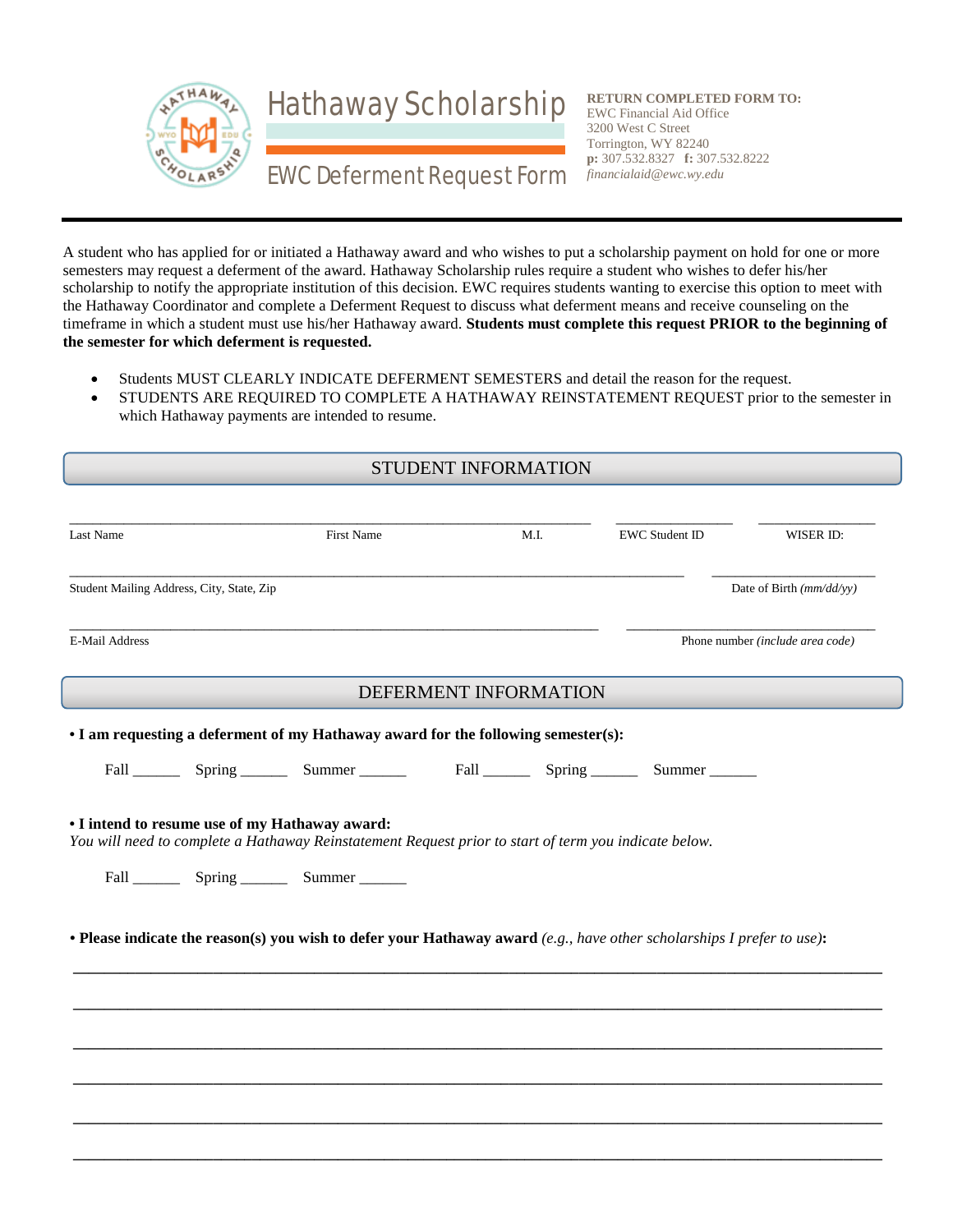# Hathaway Scholarship

## EWC Deferment Request Form

**RETURN COMPLETED FORM TO:**
EWC Financial Aid Office
3200 West C Street
Torrington, WY 82240
**p:** 307.532.8327 **f:** 307.532.8222
*financialaid@ewc.wy.edu*

---

A student who has applied for or initiated a Hathaway award and who wishes to put a scholarship payment on hold for one or more semesters may request a deferment of the award. Hathaway Scholarship rules require a student who wishes to defer his/her scholarship to notify the appropriate institution of this decision. EWC requires students wanting to exercise this option to meet with the Hathaway Coordinator and complete a Deferment Request to discuss what deferment means and receive counseling on the timeframe in which a student must use his/her Hathaway award. **Students must complete this request PRIOR to the beginning of the semester for which deferment is requested.**

- Students MUST CLEARLY INDICATE DEFERMENT SEMESTERS and detail the reason for the request.
- STUDENTS ARE REQUIRED TO COMPLETE A HATHAWAY REINSTATEMENT REQUEST prior to the semester in which Hathaway payments are intended to resume.

## STUDENT INFORMATION

_______________ _______________ ____ _______________ _______________
Last Name First Name M.I. EWC Student ID WISER ID:

_______________________________________________ _______________
Student Mailing Address, City, State, Zip Date of Birth *(mm/dd/yy)*

_______________________________________________ _______________
E-Mail Address Phone number *(include area code)*

## DEFERMENT INFORMATION

**• I am requesting a deferment of my Hathaway award for the following semester(s):**

Fall ______ Spring ______ Summer ______ Fall ______ Spring ______ Summer ______

**• I intend to resume use of my Hathaway award:**
*You will need to complete a Hathaway Reinstatement Request prior to start of term you indicate below.*

Fall ______ Spring ______ Summer ______

**• Please indicate the reason(s) you wish to defer your Hathaway award** *(e.g., have other scholarships I prefer to use)***:**

_______________________________________________________________________________

_______________________________________________________________________________

_______________________________________________________________________________

_______________________________________________________________________________

_______________________________________________________________________________

_______________________________________________________________________________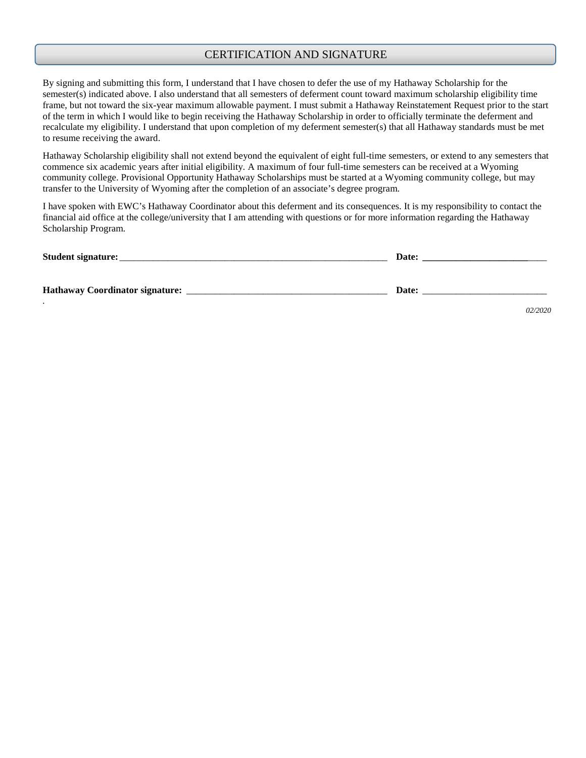## CERTIFICATION AND SIGNATURE

By signing and submitting this form, I understand that I have chosen to defer the use of my Hathaway Scholarship for the semester(s) indicated above. I also understand that all semesters of deferment count toward maximum scholarship eligibility time frame, but not toward the six-year maximum allowable payment. I must submit a Hathaway Reinstatement Request prior to the start of the term in which I would like to begin receiving the Hathaway Scholarship in order to officially terminate the deferment and recalculate my eligibility. I understand that upon completion of my deferment semester(s) that all Hathaway standards must be met to resume receiving the award.

Hathaway Scholarship eligibility shall not extend beyond the equivalent of eight full-time semesters, or extend to any semesters that commence six academic years after initial eligibility. A maximum of four full-time semesters can be received at a Wyoming community college. Provisional Opportunity Hathaway Scholarships must be started at a Wyoming community college, but may transfer to the University of Wyoming after the completion of an associate's degree program.

I have spoken with EWC's Hathaway Coordinator about this deferment and its consequences. It is my responsibility to contact the financial aid office at the college/university that I am attending with questions or for more information regarding the Hathaway Scholarship Program.

**Student signature:** ____________________________________________ **Date:** ______________________

**Hathaway Coordinator signature:** ________________________________ **Date:** ______________________

*02/2020*